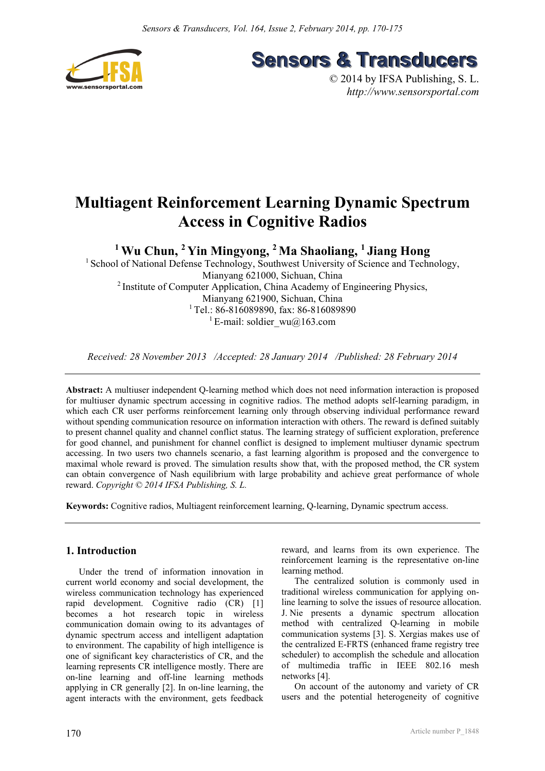# Multiagent Reinforcement Learning Dynamic Spectrum Access in Cognitive Radios

**[1] Wu Chun, [2] Yin Mingyong, [2] Ma Shaoliang, [1] Jiang Hong**

[1] School of National Defense Technology, Southwest University of Science and Technology, Mianyang 621000, Sichuan, China

[2] Institute of Computer Application, China Academy of Engineering Physics, Mianyang 621900, Sichuan, China

[1] Tel.: 86-816089890, fax: 86-816089890

[1] E-mail: soldier_wu@163.com

*Received: 28 November 2013 /Accepted: 28 January 2014 /Published: 28 February 2014*

**Abstract:** A multiuser independent Q-learning method which does not need information interaction is proposed for multiuser dynamic spectrum accessing in cognitive radios. The method adopts self-learning paradigm, in which each CR user performs reinforcement learning only through observing individual performance reward without spending communication resource on information interaction with others. The reward is defined suitably to present channel quality and channel conflict status. The learning strategy of sufficient exploration, preference for good channel, and punishment for channel conflict is designed to implement multiuser dynamic spectrum accessing. In two users two channels scenario, a fast learning algorithm is proposed and the convergence to maximal whole reward is proved. The simulation results show that, with the proposed method, the CR system can obtain convergence of Nash equilibrium with large probability and achieve great performance of whole reward. *Copyright © 2014 IFSA Publishing, S. L.*

**Keywords:** Cognitive radios, Multiagent reinforcement learning, Q-learning, Dynamic spectrum access.

## 1. Introduction

Under the trend of information innovation in current world economy and social development, the wireless communication technology has experienced rapid development. Cognitive radio (CR) [1] becomes a hot research topic in wireless communication domain owing to its advantages of dynamic spectrum access and intelligent adaptation to environment. The capability of high intelligence is one of significant key characteristics of CR, and the learning represents CR intelligence mostly. There are on-line learning and off-line learning methods applying in CR generally [2]. In on-line learning, the agent interacts with the environment, gets feedback reward, and learns from its own experience. The reinforcement learning is the representative on-line learning method.

The centralized solution is commonly used in traditional wireless communication for applying on-line learning to solve the issues of resource allocation. J. Nie presents a dynamic spectrum allocation method with centralized Q-learning in mobile communication systems [3]. S. Xergias makes use of the centralized E-FRTS (enhanced frame registry tree scheduler) to accomplish the schedule and allocation of multimedia traffic in IEEE 802.16 mesh networks [4].

On account of the autonomy and variety of CR users and the potential heterogeneity of cognitive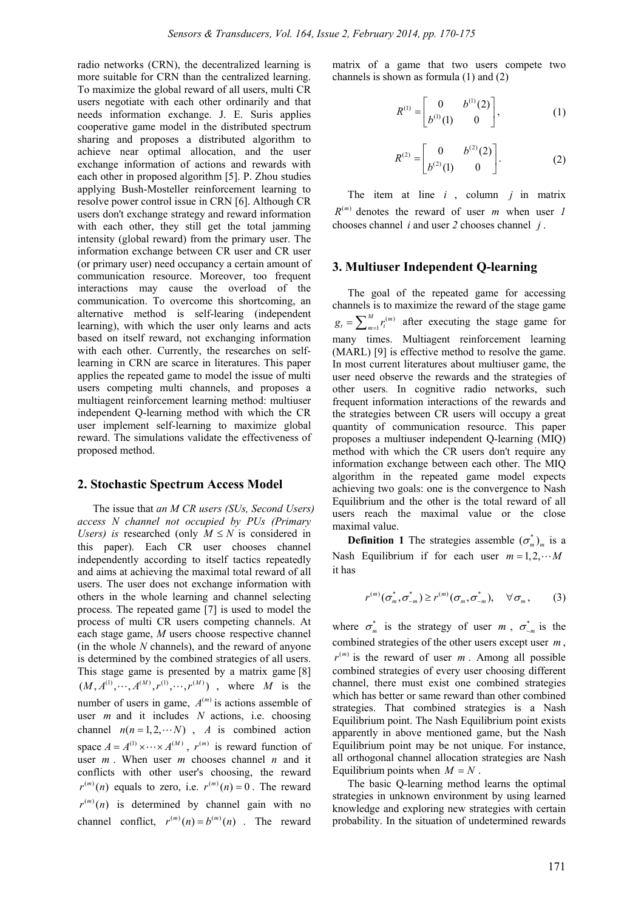radio networks (CRN), the decentralized learning is more suitable for CRN than the centralized learning. To maximize the global reward of all users, multi CR users negotiate with each other ordinarily and that needs information exchange. J. E. Suris applies cooperative game model in the distributed spectrum sharing and proposes a distributed algorithm to achieve near optimal allocation, and the user exchange information of actions and rewards with each other in proposed algorithm [5]. P. Zhou studies applying Bush-Mosteller reinforcement learning to resolve power control issue in CRN [6]. Although CR users don't exchange strategy and reward information with each other, they still get the total jamming intensity (global reward) from the primary user. The information exchange between CR user and CR user (or primary user) need occupancy a certain amount of communication resource. Moreover, too frequent interactions may cause the overload of the communication. To overcome this shortcoming, an alternative method is self-learing (independent learning), with which the user only learns and acts based on itself reward, not exchanging information with each other. Currently, the researches on self-learning in CRN are scarce in literatures. This paper applies the repeated game to model the issue of multi users competing multi channels, and proposes a multiagent reinforcement learning method: multiuser independent Q-learning method with which the CR user implement self-learning to maximize global reward. The simulations validate the effectiveness of proposed method.

## 2. Stochastic Spectrum Access Model

The issue that *an M CR users (SUs, Second Users) access N channel not occupied by PUs (Primary Users) is* researched (only $M \leq N$ is considered in this paper). Each CR user chooses channel independently according to itself tactics repeatedly and aims at achieving the maximal total reward of all users. The user does not exchange information with others in the whole learning and channel selecting process. The repeated game [7] is used to model the process of multi CR users competing channels. At each stage game, $M$ users choose respective channel (in the whole $N$ channels), and the reward of anyone is determined by the combined strategies of all users. This stage game is presented by a matrix game [8] $(M, A^{(1)}, \cdots, A^{(M)}, r^{(1)}, \cdots, r^{(M)})$, where $M$ is the number of users in game, $A^{(m)}$ is actions assemble of user $m$ and it includes $N$ actions, i.e. choosing channel $n (n = 1, 2, \cdots N)$, $A$ is combined action space $A = A^{(1)} \times \cdots \times A^{(M)}$, $r^{(m)}$ is reward function of user $m$. When user $m$ chooses channel $n$ and it conflicts with other user's choosing, the reward $r^{(m)}(n)$ equals to zero, i.e. $r^{(m)}(n) = 0$. The reward $r^{(m)}(n)$ is determined by channel gain with no channel conflict, $r^{(m)}(n) = b^{(m)}(n)$. The reward matrix of a game that two users compete two channels is shown as formula (1) and (2)

$$R^{(1)} = \begin{bmatrix} 0 & b^{(1)}(2) \\ b^{(1)}(1) & 0 \end{bmatrix}, \tag{1}$$

$$R^{(2)} = \begin{bmatrix} 0 & b^{(2)}(2) \\ b^{(2)}(1) & 0 \end{bmatrix}. \tag{2}$$

The item at line $i$, column $j$ in matrix $R^{(m)}$ denotes the reward of user $m$ when user *1* chooses channel $i$ and user *2* chooses channel $j$.

## 3. Multiuser Independent Q-learning

The goal of the repeated game for accessing channels is to maximize the reward of the stage game $g_t = \sum_{m=1}^{M} r_t^{(m)}$ after executing the stage game for many times. Multiagent reinforcement learning (MARL) [9] is effective method to resolve the game. In most current literatures about multiuser game, the user need observe the rewards and the strategies of other users. In cognitive radio networks, such frequent information interactions of the rewards and the strategies between CR users will occupy a great quantity of communication resource. This paper proposes a multiuser independent Q-learning (MIQ) method with which the CR users don't require any information exchange between each other. The MIQ algorithm in the repeated game model expects achieving two goals: one is the convergence to Nash Equilibrium and the other is the total reward of all users reach the maximal value or the close maximal value.

**Definition 1** The strategies assemble $(\sigma_m^*)_m$ is a Nash Equilibrium if for each user $m = 1, 2, \cdots M$ it has

$$r^{(m)}(\sigma_m^*, \sigma_{-m}^*) \geq r^{(m)}(\sigma_m, \sigma_{-m}^*), \quad \forall \sigma_m, \tag{3}$$

where $\sigma_m^*$ is the strategy of user $m$, $\sigma_{-m}^*$ is the combined strategies of the other users except user $m$, $r^{(m)}$ is the reward of user $m$. Among all possible combined strategies of every user choosing different channel, there must exist one combined strategies which has better or same reward than other combined strategies. That combined strategies is a Nash Equilibrium point. The Nash Equilibrium point exists apparently in above mentioned game, but the Nash Equilibrium point may be not unique. For instance, all orthogonal channel allocation strategies are Nash Equilibrium points when $M = N$.

The basic Q-learning method learns the optimal strategies in unknown environment by using learned knowledge and exploring new strategies with certain probability. In the situation of undetermined rewards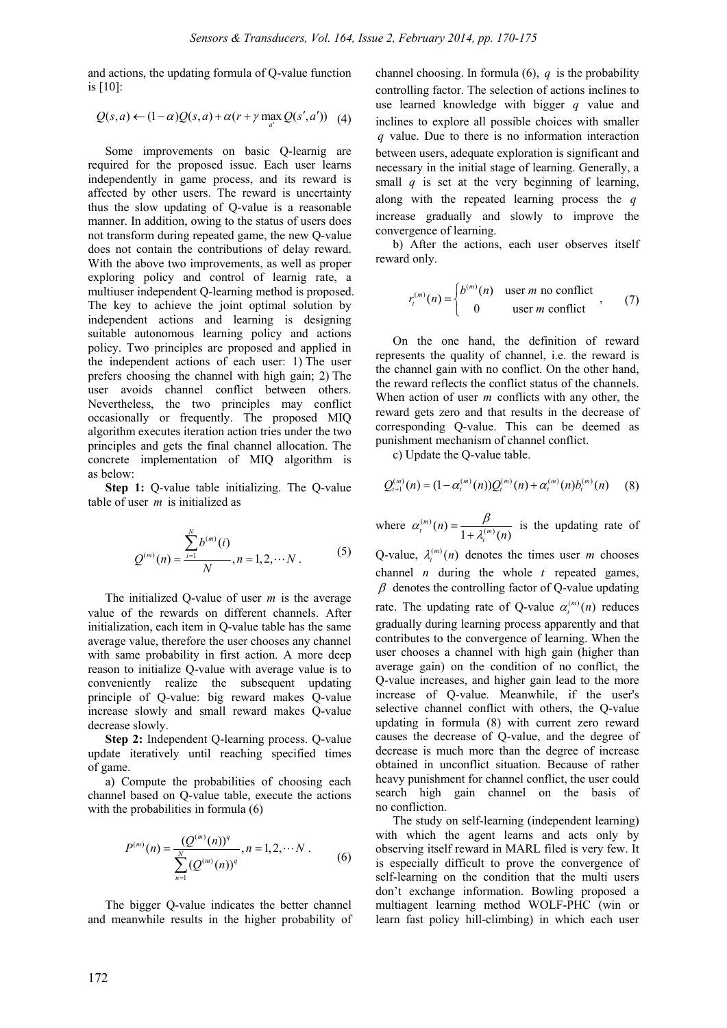and actions, the updating formula of Q-value function is [10]:

$$Q(s,a) \leftarrow (1-\alpha)Q(s,a) + \alpha(r + \gamma \max_{a'} Q(s',a')) \quad (4)$$

Some improvements on basic Q-learnig are required for the proposed issue. Each user learns independently in game process, and its reward is affected by other users. The reward is uncertainty thus the slow updating of Q-value is a reasonable manner. In addition, owing to the status of users does not transform during repeated game, the new Q-value does not contain the contributions of delay reward. With the above two improvements, as well as proper exploring policy and control of learnig rate, a multiuser independent Q-learning method is proposed. The key to achieve the joint optimal solution by independent actions and learning is designing suitable autonomous learning policy and actions policy. Two principles are proposed and applied in the independent actions of each user: 1) The user prefers choosing the channel with high gain; 2) The user avoids channel conflict between others. Nevertheless, the two principles may conflict occasionally or frequently. The proposed MIQ algorithm executes iteration action tries under the two principles and gets the final channel allocation. The concrete implementation of MIQ algorithm is as below:

**Step 1:** Q-value table initializing. The Q-value table of user $m$ is initialized as

$$Q^{(m)}(n) = \frac{\sum_{i=1}^{N} b^{(m)}(i)}{N}, n = 1, 2, \cdots N. \quad (5)$$

The initialized Q-value of user $m$ is the average value of the rewards on different channels. After initialization, each item in Q-value table has the same average value, therefore the user chooses any channel with same probability in first action. A more deep reason to initialize Q-value with average value is to conveniently realize the subsequent updating principle of Q-value: big reward makes Q-value increase slowly and small reward makes Q-value decrease slowly.

**Step 2:** Independent Q-learning process. Q-value update iteratively until reaching specified times of game.

a) Compute the probabilities of choosing each channel based on Q-value table, execute the actions with the probabilities in formula (6)

$$P^{(m)}(n) = \frac{(Q^{(m)}(n))^q}{\sum_{n=1}^{N} (Q^{(m)}(n))^q}, n = 1, 2, \cdots N. \quad (6)$$

The bigger Q-value indicates the better channel and meanwhile results in the higher probability of channel choosing. In formula (6), $q$ is the probability controlling factor. The selection of actions inclines to use learned knowledge with bigger $q$ value and inclines to explore all possible choices with smaller $q$ value. Due to there is no information interaction between users, adequate exploration is significant and necessary in the initial stage of learning. Generally, a small $q$ is set at the very beginning of learning, along with the repeated learning process the $q$ increase gradually and slowly to improve the convergence of learning.

b) After the actions, each user observes itself reward only.

$$r_t^{(m)}(n) = \begin{cases} b^{(m)}(n) & \text{user } m \text{ no conflict} \\ 0 & \text{user } m \text{ conflict} \end{cases}, \quad (7)$$

On the one hand, the definition of reward represents the quality of channel, i.e. the reward is the channel gain with no conflict. On the other hand, the reward reflects the conflict status of the channels. When action of user $m$ conflicts with any other, the reward gets zero and that results in the decrease of corresponding Q-value. This can be deemed as punishment mechanism of channel conflict.

c) Update the Q-value table.

$$Q_{t+1}^{(m)}(n) = (1-\alpha_t^{(m)}(n))Q_t^{(m)}(n) + \alpha_t^{(m)}(n)b_t^{(m)}(n) \quad (8)$$

where $\alpha_t^{(m)}(n) = \frac{\beta}{1+\lambda_t^{(m)}(n)}$ is the updating rate of Q-value, $\lambda_t^{(m)}(n)$ denotes the times user $m$ chooses channel $n$ during the whole $t$ repeated games, $\beta$ denotes the controlling factor of Q-value updating rate. The updating rate of Q-value $\alpha_t^{(m)}(n)$ reduces gradually during learning process apparently and that contributes to the convergence of learning. When the user chooses a channel with high gain (higher than average gain) on the condition of no conflict, the Q-value increases, and higher gain lead to the more increase of Q-value. Meanwhile, if the user's selective channel conflict with others, the Q-value updating in formula (8) with current zero reward causes the decrease of Q-value, and the degree of decrease is much more than the degree of increase obtained in unconflict situation. Because of rather heavy punishment for channel conflict, the user could search high gain channel on the basis of no confliction.

The study on self-learning (independent learning) with which the agent learns and acts only by observing itself reward in MARL filed is very few. It is especially difficult to prove the convergence of self-learning on the condition that the multi users don't exchange information. Bowling proposed a multiagent learning method WOLF-PHC (win or learn fast policy hill-climbing) in which each user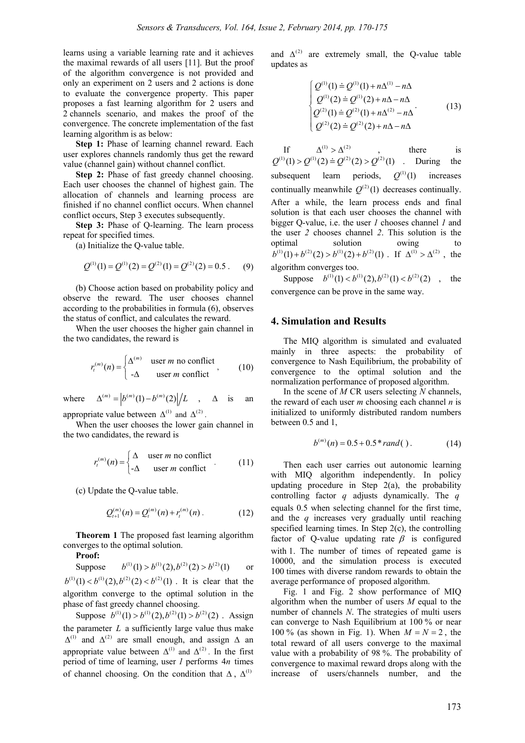learns using a variable learning rate and it achieves the maximal rewards of all users [11]. But the proof of the algorithm convergence is not provided and only an experiment on 2 users and 2 actions is done to evaluate the convergence property. This paper proposes a fast learning algorithm for 2 users and 2 channels scenario, and makes the proof of the convergence. The concrete implementation of the fast learning algorithm is as below:

**Step 1:** Phase of learning channel reward. Each user explores channels randomly thus get the reward value (channel gain) without channel conflict.

**Step 2:** Phase of fast greedy channel choosing. Each user chooses the channel of highest gain. The allocation of channels and learning process are finished if no channel conflict occurs. When channel conflict occurs, Step 3 executes subsequently.

**Step 3:** Phase of Q-learning. The learn process repeat for specified times.

(a) Initialize the Q-value table.

$$Q^{(1)}(1) = Q^{(1)}(2) = Q^{(2)}(1) = Q^{(2)}(2) = 0.5\,. \tag{9}$$

(b) Choose action based on probability policy and observe the reward. The user chooses channel according to the probabilities in formula (6), observes the status of conflict, and calculates the reward.

When the user chooses the higher gain channel in the two candidates, the reward is

$$r_t^{(m)}(n) = \begin{cases} \Delta^{(m)} & \text{user } m \text{ no conflict} \\ -\Delta & \text{user } m \text{ conflict} \end{cases}, \tag{10}$$

where $\Delta^{(m)} = \left| b^{(m)}(1) - b^{(m)}(2) \right| / L$, $\Delta$ is an appropriate value between $\Delta^{(1)}$ and $\Delta^{(2)}$.

When the user chooses the lower gain channel in the two candidates, the reward is

$$r_t^{(m)}(n) = \begin{cases} \Delta & \text{user } m \text{ no conflict} \\ -\Delta & \text{user } m \text{ conflict} \end{cases}. \tag{11}$$

(c) Update the Q-value table.

$$Q_{t+1}^{(m)}(n) = Q_t^{(m)}(n) + r_t^{(m)}(n)\,. \tag{12}$$

**Theorem 1** The proposed fast learning algorithm converges to the optimal solution.

**Proof:**

Suppose $b^{(1)}(1) > b^{(1)}(2), b^{(2)}(2) > b^{(2)}(1)$ or $b^{(1)}(1) < b^{(1)}(2), b^{(2)}(2) < b^{(2)}(1)$. It is clear that the algorithm converge to the optimal solution in the phase of fast greedy channel choosing.

Suppose $b^{(1)}(1) > b^{(1)}(2), b^{(2)}(1) > b^{(2)}(2)$. Assign the parameter $L$ a sufficiently large value thus make $\Delta^{(1)}$ and $\Delta^{(2)}$ are small enough, and assign $\Delta$ an appropriate value between $\Delta^{(1)}$ and $\Delta^{(2)}$. In the first period of time of learning, user *1* performs $4n$ times of channel choosing. On the condition that $\Delta$, $\Delta^{(1)}$ and $\Delta^{(2)}$ are extremely small, the Q-value table updates as

$$\begin{cases} Q^{(1)}(1) \doteq Q^{(1)}(1) + n\Delta^{(1)} - n\Delta \\ Q^{(1)}(2) \doteq Q^{(1)}(2) + n\Delta - n\Delta \\ Q^{(2)}(1) \doteq Q^{(2)}(1) + n\Delta^{(2)} - n\Delta \\ Q^{(2)}(2) \doteq Q^{(2)}(2) + n\Delta - n\Delta \end{cases}. \tag{13}$$

If $\Delta^{(1)} > \Delta^{(2)}$, there is $Q^{(1)}(1) > Q^{(1)}(2) \doteq Q^{(2)}(2) > Q^{(2)}(1)$. During the subsequent learn periods, $Q^{(1)}(1)$ increases continually meanwhile $Q^{(2)}(1)$ decreases continually. After a while, the learn process ends and final solution is that each user chooses the channel with bigger Q-value, i.e. the user *1* chooses channel *1* and the user *2* chooses channel *2*. This solution is the optimal solution owing to $b^{(1)}(1) + b^{(2)}(2) > b^{(1)}(2) + b^{(2)}(1)$. If $\Delta^{(1)} > \Delta^{(2)}$, the algorithm converges too.

Suppose $b^{(1)}(1) < b^{(1)}(2), b^{(2)}(1) < b^{(2)}(2)$, the convergence can be prove in the same way.

## 4. Simulation and Results

The MIQ algorithm is simulated and evaluated mainly in three aspects: the probability of convergence to Nash Equilibrium, the probability of convergence to the optimal solution and the normalization performance of proposed algorithm.

In the scene of *M* CR users selecting *N* channels, the reward of each user *m* choosing each channel *n* is initialized to uniformly distributed random numbers between 0.5 and 1,

$$b^{(m)}(n) = 0.5 + 0.5 * rand(\,)\,. \tag{14}$$

Then each user carries out autonomic learning with MIQ algorithm independently. In policy updating procedure in Step 2(a), the probability controlling factor $q$ adjusts dynamically. The $q$ equals 0.5 when selecting channel for the first time, and the $q$ increases very gradually until reaching specified learning times. In Step 2(c), the controlling factor of Q-value updating rate $\beta$ is configured with 1. The number of times of repeated game is 10000, and the simulation process is executed 100 times with diverse random rewards to obtain the average performance of proposed algorithm.

Fig. 1 and Fig. 2 show performance of MIQ algorithm when the number of users *M* equal to the number of channels *N*. The strategies of multi users can converge to Nash Equilibrium at 100 % or near 100 % (as shown in Fig. 1). When $M = N = 2$, the total reward of all users converge to the maximal value with a probability of 98 %. The probability of convergence to maximal reward drops along with the increase of users/channels number, and the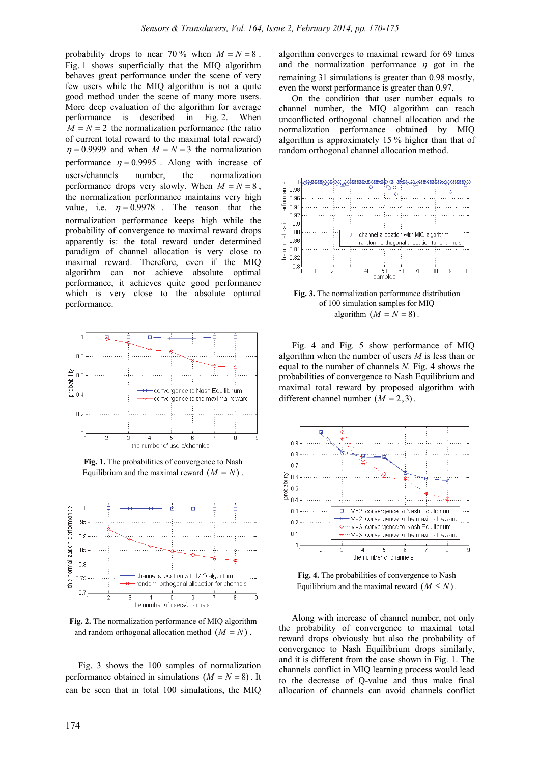probability drops to near 70 % when $M = N = 8$. Fig. 1 shows superficially that the MIQ algorithm behaves great performance under the scene of very few users while the MIQ algorithm is not a quite good method under the scene of many more users. More deep evaluation of the algorithm for average performance is described in Fig. 2. When $M = N = 2$ the normalization performance (the ratio of current total reward to the maximal total reward) $\eta = 0.9999$ and when $M = N = 3$ the normalization performance $\eta = 0.9995$. Along with increase of users/channels number, the normalization performance drops very slowly. When $M = N = 8$, the normalization performance maintains very high value, i.e. $\eta = 0.9978$. The reason that the normalization performance keeps high while the probability of convergence to maximal reward drops apparently is: the total reward under determined paradigm of channel allocation is very close to maximal reward. Therefore, even if the MIQ algorithm can not achieve absolute optimal performance, it achieves quite good performance which is very close to the absolute optimal performance.

**Fig. 1.** The probabilities of convergence to Nash Equilibrium and the maximal reward $(M = N)$.

**Fig. 2.** The normalization performance of MIQ algorithm and random orthogonal allocation method $(M = N)$.

Fig. 3 shows the 100 samples of normalization performance obtained in simulations $(M = N = 8)$. It can be seen that in total 100 simulations, the MIQ algorithm converges to maximal reward for 69 times and the normalization performance $\eta$ got in the remaining 31 simulations is greater than 0.98 mostly, even the worst performance is greater than 0.97.

On the condition that user number equals to channel number, the MIQ algorithm can reach unconflicted orthogonal channel allocation and the normalization performance obtained by MIQ algorithm is approximately 15 % higher than that of random orthogonal channel allocation method.

**Fig. 3.** The normalization performance distribution of 100 simulation samples for MIQ algorithm $(M = N = 8)$.

Fig. 4 and Fig. 5 show performance of MIQ algorithm when the number of users $M$ is less than or equal to the number of channels $N$. Fig. 4 shows the probabilities of convergence to Nash Equilibrium and maximal total reward by proposed algorithm with different channel number $(M = 2, 3)$.

**Fig. 4.** The probabilities of convergence to Nash Equilibrium and the maximal reward $(M \le N)$.

Along with increase of channel number, not only the probability of convergence to maximal total reward drops obviously but also the probability of convergence to Nash Equilibrium drops similarly, and it is different from the case shown in Fig. 1. The channels conflict in MIQ learning process would lead to the decrease of Q-value and thus make final allocation of channels can avoid channels conflict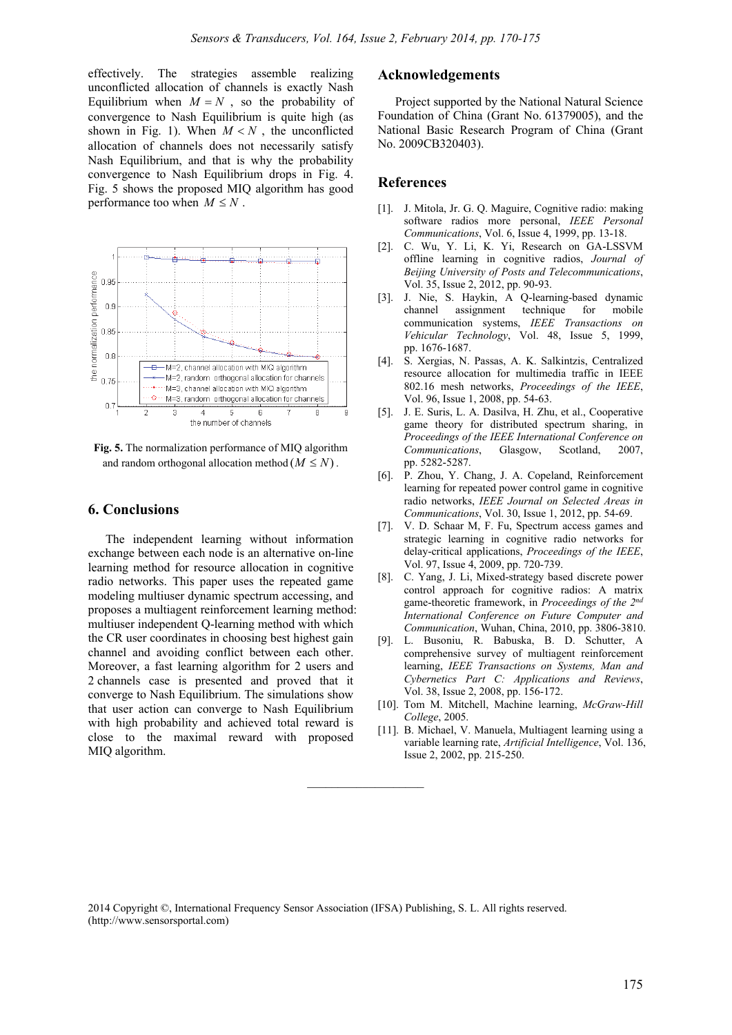effectively. The strategies assemble realizing unconflicted allocation of channels is exactly Nash Equilibrium when $M = N$, so the probability of convergence to Nash Equilibrium is quite high (as shown in Fig. 1). When $M < N$, the unconflicted allocation of channels does not necessarily satisfy Nash Equilibrium, and that is why the probability convergence to Nash Equilibrium drops in Fig. 4. Fig. 5 shows the proposed MIQ algorithm has good performance too when $M \le N$.

the normalization performance

1
0.95
0.9
0.85
0.8
0.75
0.7

1 2 3 4 5 6 7 8 9

the number of channels

M=2, channel allocation with MIQ algorithm
M=2, random orthogonal allocation for channels
M=3, channel allocation with MIQ algorithm
M=3, random orthogonal allocation for channels

**Fig. 5.** The normalization performance of MIQ algorithm and random orthogonal allocation method $(M \le N)$.

## 6. Conclusions

The independent learning without information exchange between each node is an alternative on-line learning method for resource allocation in cognitive radio networks. This paper uses the repeated game modeling multiuser dynamic spectrum accessing, and proposes a multiagent reinforcement learning method: multiuser independent Q-learning method with which the CR user coordinates in choosing best highest gain channel and avoiding conflict between each other. Moreover, a fast learning algorithm for 2 users and 2 channels case is presented and proved that it converge to Nash Equilibrium. The simulations show that user action can converge to Nash Equilibrium with high probability and achieved total reward is close to the maximal reward with proposed MIQ algorithm.

## Acknowledgements

Project supported by the National Natural Science Foundation of China (Grant No. 61379005), and the National Basic Research Program of China (Grant No. 2009CB320403).

## References

[1]. J. Mitola, Jr. G. Q. Maguire, Cognitive radio: making software radios more personal, *IEEE Personal Communications*, Vol. 6, Issue 4, 1999, pp. 13-18.

[2]. C. Wu, Y. Li, K. Yi, Research on GA-LSSVM offline learning in cognitive radios, *Journal of Beijing University of Posts and Telecommunications*, Vol. 35, Issue 2, 2012, pp. 90-93.

[3]. J. Nie, S. Haykin, A Q-learning-based dynamic channel assignment technique for mobile communication systems, *IEEE Transactions on Vehicular Technology*, Vol. 48, Issue 5, 1999, pp. 1676-1687.

[4]. S. Xergias, N. Passas, A. K. Salkintzis, Centralized resource allocation for multimedia traffic in IEEE 802.16 mesh networks, *Proceedings of the IEEE*, Vol. 96, Issue 1, 2008, pp. 54-63.

[5]. J. E. Suris, L. A. Dasilva, H. Zhu, et al., Cooperative game theory for distributed spectrum sharing, in *Proceedings of the IEEE International Conference on Communications*, Glasgow, Scotland, 2007, pp. 5282-5287.

[6]. P. Zhou, Y. Chang, J. A. Copeland, Reinforcement learning for repeated power control game in cognitive radio networks, *IEEE Journal on Selected Areas in Communications*, Vol. 30, Issue 1, 2012, pp. 54-69.

[7]. V. D. Schaar M, F. Fu, Spectrum access games and strategic learning in cognitive radio networks for delay-critical applications, *Proceedings of the IEEE*, Vol. 97, Issue 4, 2009, pp. 720-739.

[8]. C. Yang, J. Li, Mixed-strategy based discrete power control approach for cognitive radios: A matrix game-theoretic framework, in *Proceedings of the 2nd International Conference on Future Computer and Communication*, Wuhan, China, 2010, pp. 3806-3810.

[9]. L. Busoniu, R. Babuska, B. D. Schutter, A comprehensive survey of multiagent reinforcement learning, *IEEE Transactions on Systems, Man and Cybernetics Part C: Applications and Reviews*, Vol. 38, Issue 2, 2008, pp. 156-172.

[10]. Tom M. Mitchell, Machine learning, *McGraw-Hill College*, 2005.

[11]. B. Michael, V. Manuela, Multiagent learning using a variable learning rate, *Artificial Intelligence*, Vol. 136, Issue 2, 2002, pp. 215-250.

___________________

2014 Copyright ©, International Frequency Sensor Association (IFSA) Publishing, S. L. All rights reserved. (http://www.sensorsportal.com)